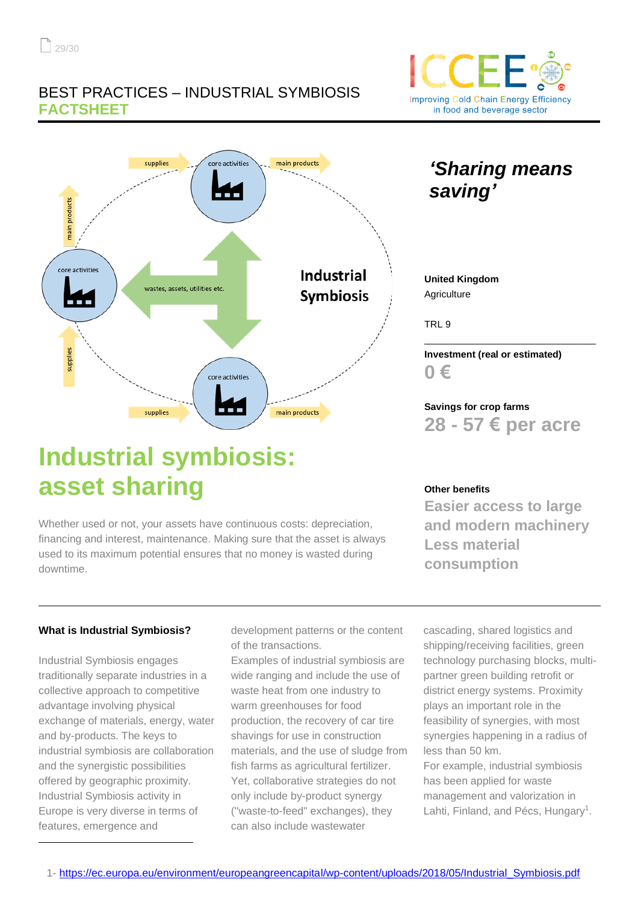BEST PRACTICES – INDUSTRIAL SYMBIOSIS
**FACTSHEET**

*‘Sharing means saving’*

**United Kingdom**
Agriculture

TRL 9

**Investment (real or estimated)**
**0 €**

**Savings for crop farms**
**28 - 57 € per acre**

# Industrial symbiosis: asset sharing

Whether used or not, your assets have continuous costs: depreciation, financing and interest, maintenance. Making sure that the asset is always used to its maximum potential ensures that no money is wasted during downtime.

**Other benefits**
**Easier access to large and modern machinery**
**Less material consumption**

### What is Industrial Symbiosis?

Industrial Symbiosis engages traditionally separate industries in a collective approach to competitive advantage involving physical exchange of materials, energy, water and by-products. The keys to industrial symbiosis are collaboration and the synergistic possibilities offered by geographic proximity. Industrial Symbiosis activity in Europe is very diverse in terms of features, emergence and development patterns or the content of the transactions.
Examples of industrial symbiosis are wide ranging and include the use of waste heat from one industry to warm greenhouses for food production, the recovery of car tire shavings for use in construction materials, and the use of sludge from fish farms as agricultural fertilizer. Yet, collaborative strategies do not only include by-product synergy ("waste-to-feed" exchanges), they can also include wastewater cascading, shared logistics and shipping/receiving facilities, green technology purchasing blocks, multi-partner green building retrofit or district energy systems. Proximity plays an important role in the feasibility of synergies, with most synergies happening in a radius of less than 50 km.
For example, industrial symbiosis has been applied for waste management and valorization in Lahti, Finland, and Pécs, Hungary[1].

1- https://ec.europa.eu/environment/europeangreencapital/wp-content/uploads/2018/05/Industrial_Symbiosis.pdf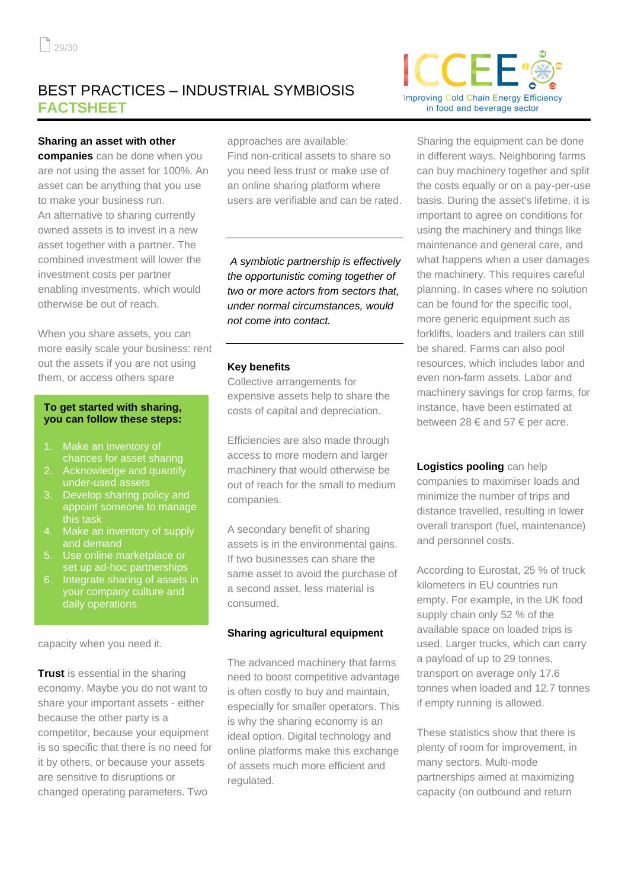# BEST PRACTICES – INDUSTRIAL SYMBIOSIS
## FACTSHEET

**Sharing an asset with other companies** can be done when you are not using the asset for 100%. An asset can be anything that you use to make your business run. An alternative to sharing currently owned assets is to invest in a new asset together with a partner. The combined investment will lower the investment costs per partner enabling investments, which would otherwise be out of reach.

When you share assets, you can more easily scale your business: rent out the assets if you are not using them, or access others spare capacity when you need it.

**To get started with sharing, you can follow these steps:**

1. Make an inventory of chances for asset sharing
2. Acknowledge and quantify under-used assets
3. Develop sharing policy and appoint someone to manage this task
4. Make an inventory of supply and demand
5. Use online marketplace or set up ad-hoc partnerships
6. Integrate sharing of assets in your company culture and daily operations

**Trust** is essential in the sharing economy. Maybe you do not want to share your important assets - either because the other party is a competitor, because your equipment is so specific that there is no need for it by others, or because your assets are sensitive to disruptions or changed operating parameters. Two approaches are available: Find non-critical assets to share so you need less trust or make use of an online sharing platform where users are verifiable and can be rated.

*A symbiotic partnership is effectively the opportunistic coming together of two or more actors from sectors that, under normal circumstances, would not come into contact.*

**Key benefits**

Collective arrangements for expensive assets help to share the costs of capital and depreciation.

Efficiencies are also made through access to more modern and larger machinery that would otherwise be out of reach for the small to medium companies.

A secondary benefit of sharing assets is in the environmental gains. If two businesses can share the same asset to avoid the purchase of a second asset, less material is consumed.

**Sharing agricultural equipment**

The advanced machinery that farms need to boost competitive advantage is often costly to buy and maintain, especially for smaller operators. This is why the sharing economy is an ideal option. Digital technology and online platforms make this exchange of assets much more efficient and regulated.

Sharing the equipment can be done in different ways. Neighboring farms can buy machinery together and split the costs equally or on a pay-per-use basis. During the asset's lifetime, it is important to agree on conditions for using the machinery and things like maintenance and general care, and what happens when a user damages the machinery. This requires careful planning. In cases where no solution can be found for the specific tool, more generic equipment such as forklifts, loaders and trailers can still be shared. Farms can also pool resources, which includes labor and even non-farm assets. Labor and machinery savings for crop farms, for instance, have been estimated at between 28 € and 57 € per acre.

**Logistics pooling** can help companies to maximiser loads and minimize the number of trips and distance travelled, resulting in lower overall transport (fuel, maintenance) and personnel costs.

According to Eurostat, 25 % of truck kilometers in EU countries run empty. For example, in the UK food supply chain only 52 % of the available space on loaded trips is used. Larger trucks, which can carry a payload of up to 29 tonnes, transport on average only 17.6 tonnes when loaded and 12.7 tonnes if empty running is allowed.

These statistics show that there is plenty of room for improvement, in many sectors. Multi-mode partnerships aimed at maximizing capacity (on outbound and return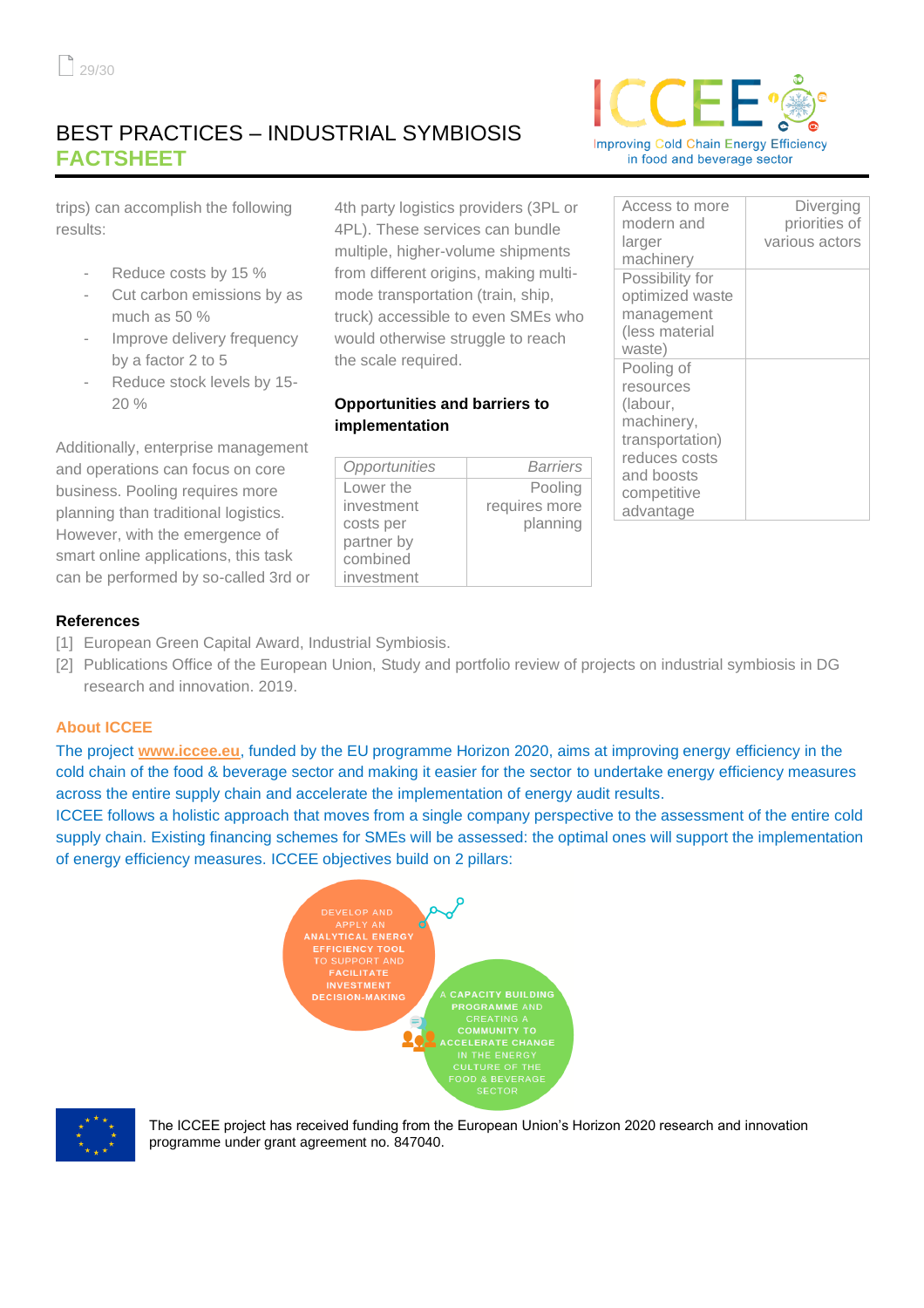# BEST PRACTICES – INDUSTRIAL SYMBIOSIS
## FACTSHEET

trips) can accomplish the following results:

- Reduce costs by 15 %
- Cut carbon emissions by as much as 50 %
- Improve delivery frequency by a factor 2 to 5
- Reduce stock levels by 15-20 %

Additionally, enterprise management and operations can focus on core business. Pooling requires more planning than traditional logistics. However, with the emergence of smart online applications, this task can be performed by so-called 3rd or 4th party logistics providers (3PL or 4PL). These services can bundle multiple, higher-volume shipments from different origins, making multi-mode transportation (train, ship, truck) accessible to even SMEs who would otherwise struggle to reach the scale required.

**Opportunities and barriers to implementation**

| *Opportunities* | *Barriers* |
|---|---|
| Lower the investment costs per partner by combined investment | Pooling requires more planning |
| Access to more modern and larger machinery | Diverging priorities of various actors |
| Possibility for optimized waste management (less material waste) | |
| Pooling of resources (labour, machinery, transportation) reduces costs and boosts competitive advantage | |

**References**

[1] European Green Capital Award, Industrial Symbiosis.

[2] Publications Office of the European Union, Study and portfolio review of projects on industrial symbiosis in DG research and innovation. 2019.

**About ICCEE**

The project www.iccee.eu, funded by the EU programme Horizon 2020, aims at improving energy efficiency in the cold chain of the food & beverage sector and making it easier for the sector to undertake energy efficiency measures across the entire supply chain and accelerate the implementation of energy audit results.

ICCEE follows a holistic approach that moves from a single company perspective to the assessment of the entire cold supply chain. Existing financing schemes for SMEs will be assessed: the optimal ones will support the implementation of energy efficiency measures. ICCEE objectives build on 2 pillars:

DEVELOP AND APPLY AN ANALYTICAL ENERGY EFFICIENCY TOOL TO SUPPORT AND FACILITATE INVESTMENT DECISION-MAKING

A CAPACITY BUILDING PROGRAMME AND CREATING A COMMUNITY TO ACCELERATE CHANGE IN THE ENERGY CULTURE OF THE FOOD & BEVERAGE SECTOR

The ICCEE project has received funding from the European Union's Horizon 2020 research and innovation programme under grant agreement no. 847040.